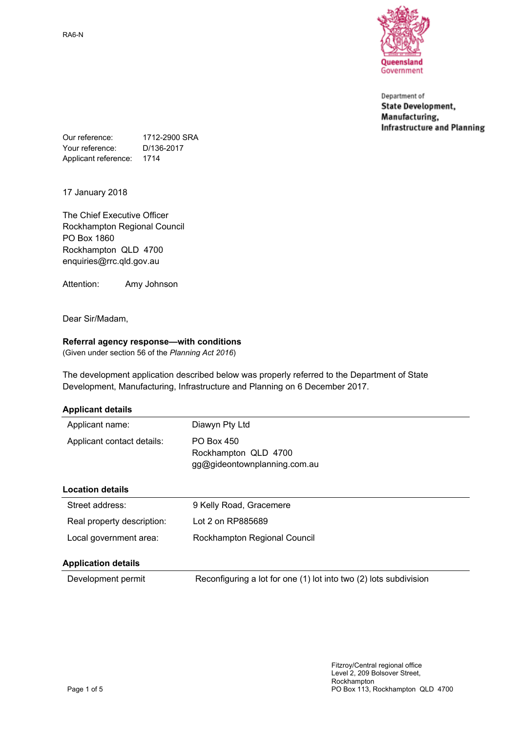RA6-N

Department of
**State Development, Manufacturing, Infrastructure and Planning**

Our reference: 1712-2900 SRA
Your reference: D/136-2017
Applicant reference: 1714

17 January 2018

The Chief Executive Officer
Rockhampton Regional Council
PO Box 1860
Rockhampton QLD 4700
enquiries@rrc.qld.gov.au

Attention: Amy Johnson

Dear Sir/Madam,

**Referral agency response—with conditions**
(Given under section 56 of the *Planning Act 2016*)

The development application described below was properly referred to the Department of State Development, Manufacturing, Infrastructure and Planning on 6 December 2017.

**Applicant details**

| | |
|---|---|
| Applicant name: | Diawyn Pty Ltd |
| Applicant contact details: | PO Box 450<br>Rockhampton QLD 4700<br>gg@gideontownplanning.com.au |

**Location details**

| | |
|---|---|
| Street address: | 9 Kelly Road, Gracemere |
| Real property description: | Lot 2 on RP885689 |
| Local government area: | Rockhampton Regional Council |

**Application details**

| | |
|---|---|
| Development permit | Reconfiguring a lot for one (1) lot into two (2) lots subdivision |

Fitzroy/Central regional office
Level 2, 209 Bolsover Street,
Rockhampton
PO Box 113, Rockhampton QLD 4700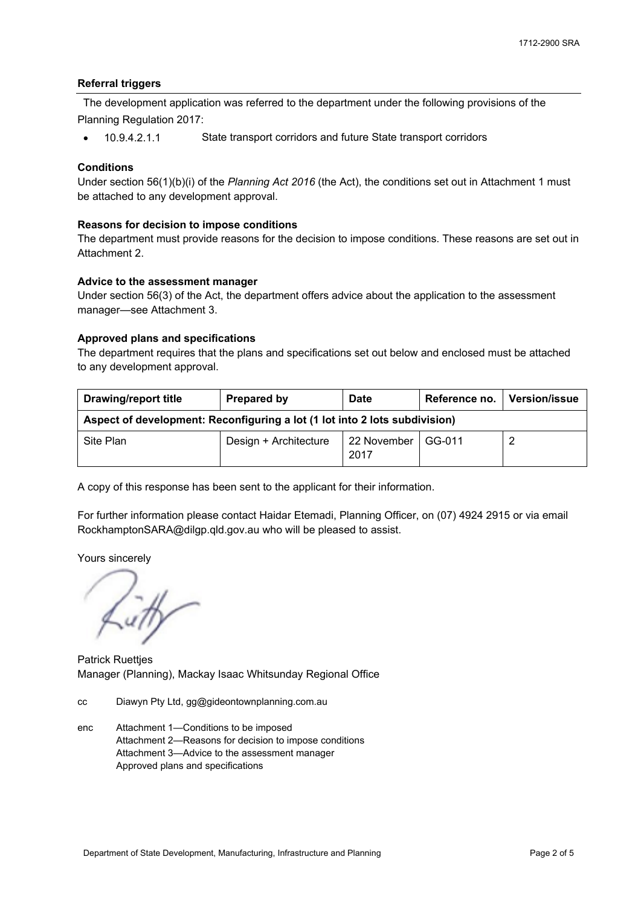### Referral triggers

The development application was referred to the department under the following provisions of the Planning Regulation 2017:

- 10.9.4.2.1.1 State transport corridors and future State transport corridors

### Conditions

Under section 56(1)(b)(i) of the *Planning Act 2016* (the Act), the conditions set out in Attachment 1 must be attached to any development approval.

### Reasons for decision to impose conditions

The department must provide reasons for the decision to impose conditions. These reasons are set out in Attachment 2.

### Advice to the assessment manager

Under section 56(3) of the Act, the department offers advice about the application to the assessment manager—see Attachment 3.

### Approved plans and specifications

The department requires that the plans and specifications set out below and enclosed must be attached to any development approval.

| Drawing/report title | Prepared by | Date | Reference no. | Version/issue |
|---|---|---|---|---|
| **Aspect of development: Reconfiguring a lot (1 lot into 2 lots subdivision)** | | | | |
| Site Plan | Design + Architecture | 22 November 2017 | GG-011 | 2 |

A copy of this response has been sent to the applicant for their information.

For further information please contact Haidar Etemadi, Planning Officer, on (07) 4924 2915 or via email RockhamptonSARA@dilgp.qld.gov.au who will be pleased to assist.

Yours sincerely

Patrick Ruettjes
Manager (Planning), Mackay Isaac Whitsunday Regional Office

cc Diawyn Pty Ltd, gg@gideontownplanning.com.au

enc Attachment 1—Conditions to be imposed
Attachment 2—Reasons for decision to impose conditions
Attachment 3—Advice to the assessment manager
Approved plans and specifications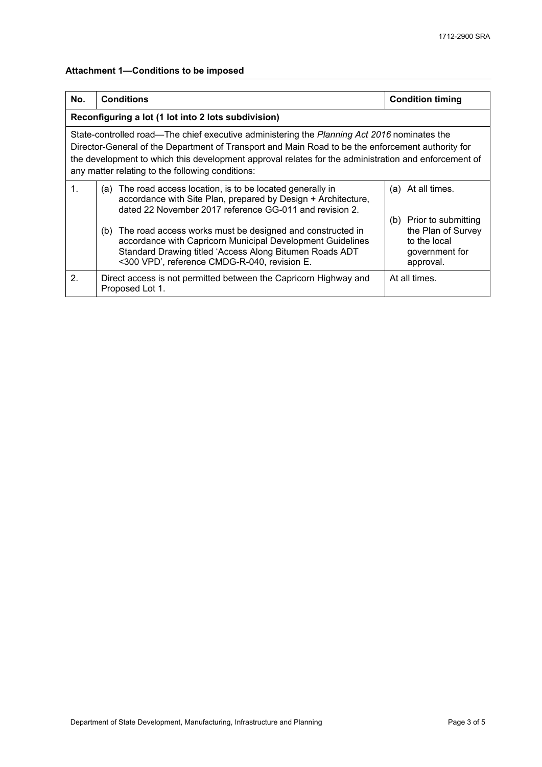**Attachment 1—Conditions to be imposed**

| No. | Conditions | Condition timing |
|---|---|---|
| **Reconfiguring a lot (1 lot into 2 lots subdivision)** | | |
| State-controlled road—The chief executive administering the *Planning Act 2016* nominates the Director-General of the Department of Transport and Main Road to be the enforcement authority for the development to which this development approval relates for the administration and enforcement of any matter relating to the following conditions: | | |
| 1. | (a) The road access location, is to be located generally in accordance with Site Plan, prepared by Design + Architecture, dated 22 November 2017 reference GG-011 and revision 2.<br><br>(b) The road access works must be designed and constructed in accordance with Capricorn Municipal Development Guidelines Standard Drawing titled 'Access Along Bitumen Roads ADT <300 VPD', reference CMDG-R-040, revision E. | (a) At all times.<br><br>(b) Prior to submitting the Plan of Survey to the local government for approval. |
| 2. | Direct access is not permitted between the Capricorn Highway and Proposed Lot 1. | At all times. |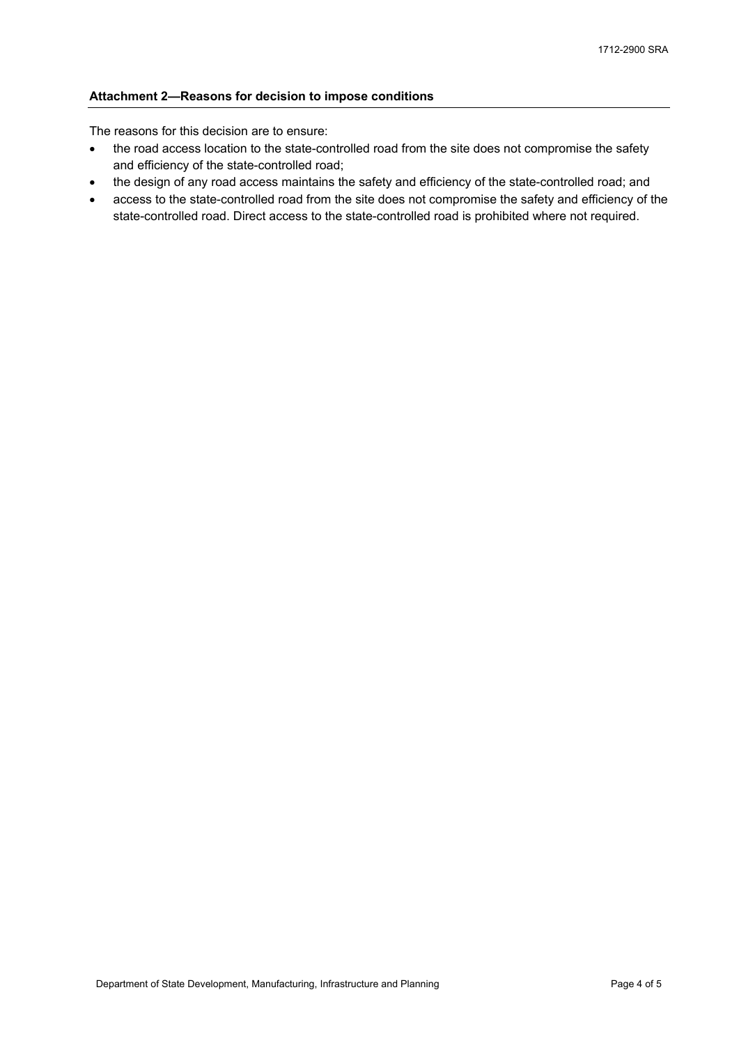**Attachment 2—Reasons for decision to impose conditions**

The reasons for this decision are to ensure:

- the road access location to the state-controlled road from the site does not compromise the safety and efficiency of the state-controlled road;
- the design of any road access maintains the safety and efficiency of the state-controlled road; and
- access to the state-controlled road from the site does not compromise the safety and efficiency of the state-controlled road. Direct access to the state-controlled road is prohibited where not required.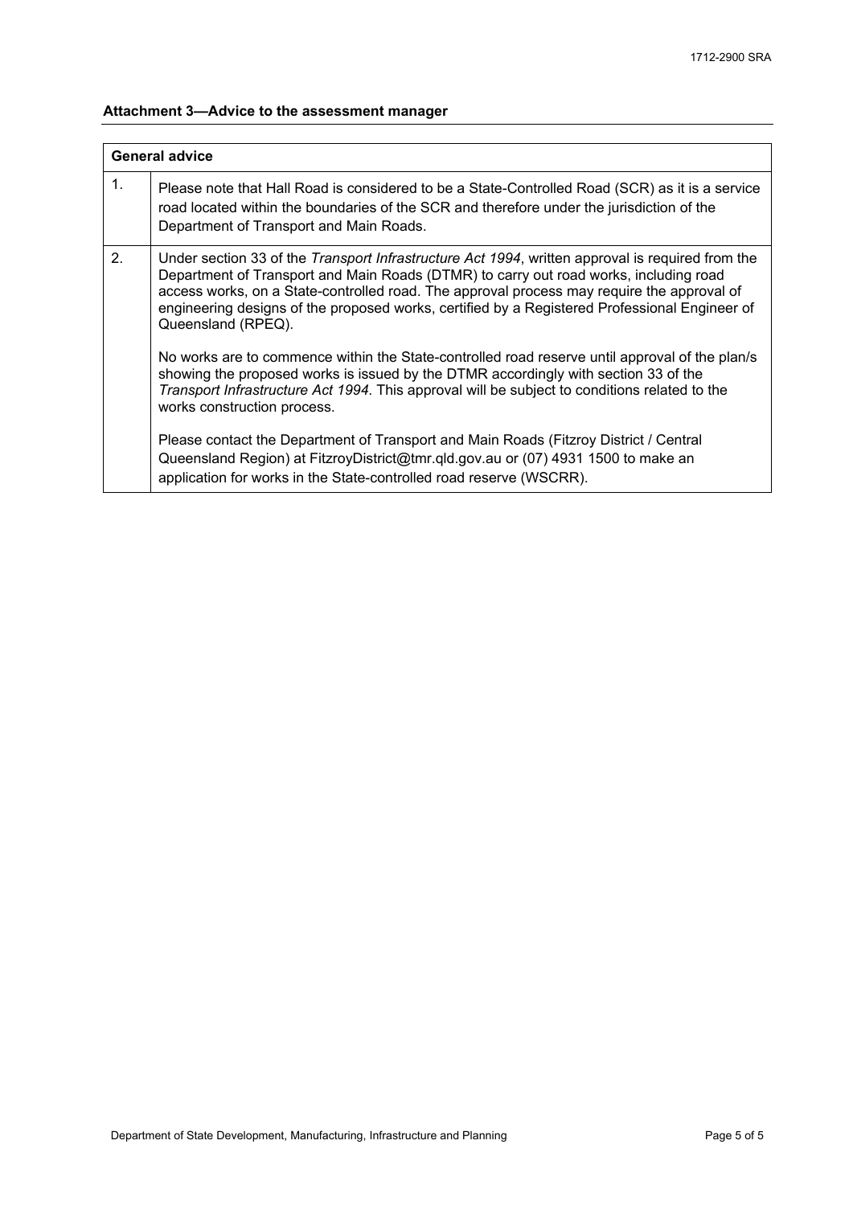**Attachment 3—Advice to the assessment manager**

| General advice | |
| --- | --- |
| 1. | Please note that Hall Road is considered to be a State-Controlled Road (SCR) as it is a service road located within the boundaries of the SCR and therefore under the jurisdiction of the Department of Transport and Main Roads. |
| 2. | Under section 33 of the *Transport Infrastructure Act 1994*, written approval is required from the Department of Transport and Main Roads (DTMR) to carry out road works, including road access works, on a State-controlled road. The approval process may require the approval of engineering designs of the proposed works, certified by a Registered Professional Engineer of Queensland (RPEQ).<br><br>No works are to commence within the State-controlled road reserve until approval of the plan/s showing the proposed works is issued by the DTMR accordingly with section 33 of the *Transport Infrastructure Act 1994*. This approval will be subject to conditions related to the works construction process.<br><br>Please contact the Department of Transport and Main Roads (Fitzroy District / Central Queensland Region) at FitzroyDistrict@tmr.qld.gov.au or (07) 4931 1500 to make an application for works in the State-controlled road reserve (WSCRR). |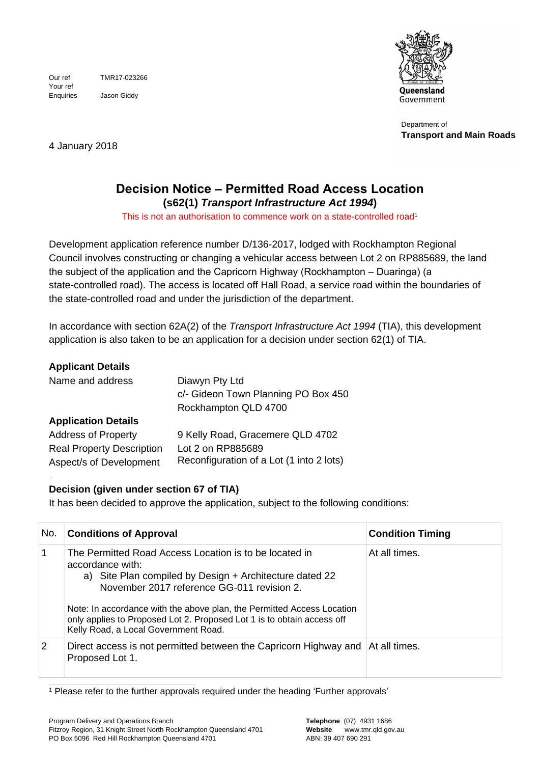Our ref TMR17-023266
Your ref
Enquiries Jason Giddy

Department of
**Transport and Main Roads**

4 January 2018

## Decision Notice – Permitted Road Access Location

**(s62(1) *Transport Infrastructure Act 1994*)**

This is not an authorisation to commence work on a state-controlled road[1]

Development application reference number D/136-2017, lodged with Rockhampton Regional Council involves constructing or changing a vehicular access between Lot 2 on RP885689, the land the subject of the application and the Capricorn Highway (Rockhampton – Duaringa) (a state-controlled road). The access is located off Hall Road, a service road within the boundaries of the state-controlled road and under the jurisdiction of the department.

In accordance with section 62A(2) of the *Transport Infrastructure Act 1994* (TIA), this development application is also taken to be an application for a decision under section 62(1) of TIA.

**Applicant Details**

| | |
|---|---|
| Name and address | Diawyn Pty Ltd<br>c/- Gideon Town Planning PO Box 450<br>Rockhampton QLD 4700 |

**Application Details**

| | |
|---|---|
| Address of Property | 9 Kelly Road, Gracemere QLD 4702 |
| Real Property Description | Lot 2 on RP885689 |
| Aspect/s of Development | Reconfiguration of a Lot (1 into 2 lots) |

**Decision (given under section 67 of TIA)**

It has been decided to approve the application, subject to the following conditions:

| No. | Conditions of Approval | Condition Timing |
|---|---|---|
| 1 | The Permitted Road Access Location is to be located in accordance with:<br>a) Site Plan compiled by Design + Architecture dated 22 November 2017 reference GG-011 revision 2.<br><br>Note: In accordance with the above plan, the Permitted Access Location only applies to Proposed Lot 2. Proposed Lot 1 is to obtain access off Kelly Road, a Local Government Road. | At all times. |
| 2 | Direct access is not permitted between the Capricorn Highway and Proposed Lot 1. | At all times. |

[1] Please refer to the further approvals required under the heading 'Further approvals'

Program Delivery and Operations Branch
Fitzroy Region, 31 Knight Street North Rockhampton Queensland 4701
PO Box 5096 Red Hill Rockhampton Queensland 4701

**Telephone** (07) 4931 1686
**Website** www.tmr.qld.gov.au
ABN: 39 407 690 291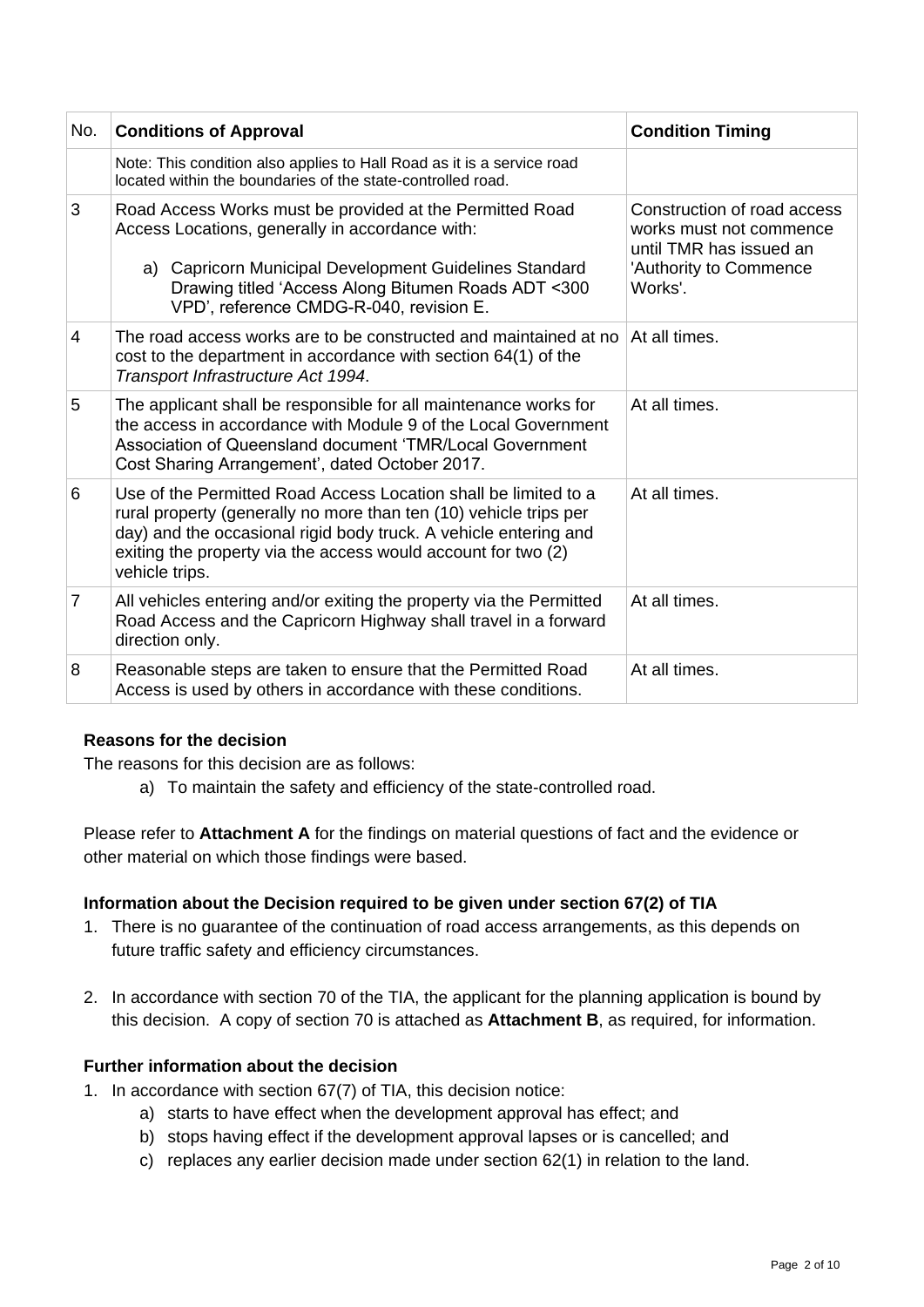| No. | Conditions of Approval | Condition Timing |
|---|---|---|
| | Note: This condition also applies to Hall Road as it is a service road located within the boundaries of the state-controlled road. | |
| 3 | Road Access Works must be provided at the Permitted Road Access Locations, generally in accordance with:<br><br>a) Capricorn Municipal Development Guidelines Standard Drawing titled 'Access Along Bitumen Roads ADT <300 VPD', reference CMDG-R-040, revision E. | Construction of road access works must not commence until TMR has issued an 'Authority to Commence Works'. |
| 4 | The road access works are to be constructed and maintained at no cost to the department in accordance with section 64(1) of the *Transport Infrastructure Act 1994*. | At all times. |
| 5 | The applicant shall be responsible for all maintenance works for the access in accordance with Module 9 of the Local Government Association of Queensland document 'TMR/Local Government Cost Sharing Arrangement', dated October 2017. | At all times. |
| 6 | Use of the Permitted Road Access Location shall be limited to a rural property (generally no more than ten (10) vehicle trips per day) and the occasional rigid body truck. A vehicle entering and exiting the property via the access would account for two (2) vehicle trips. | At all times. |
| 7 | All vehicles entering and/or exiting the property via the Permitted Road Access and the Capricorn Highway shall travel in a forward direction only. | At all times. |
| 8 | Reasonable steps are taken to ensure that the Permitted Road Access is used by others in accordance with these conditions. | At all times. |

### Reasons for the decision

The reasons for this decision are as follows:

a) To maintain the safety and efficiency of the state-controlled road.

Please refer to **Attachment A** for the findings on material questions of fact and the evidence or other material on which those findings were based.

### Information about the Decision required to be given under section 67(2) of TIA

1. There is no guarantee of the continuation of road access arrangements, as this depends on future traffic safety and efficiency circumstances.

2. In accordance with section 70 of the TIA, the applicant for the planning application is bound by this decision. A copy of section 70 is attached as **Attachment B**, as required, for information.

### Further information about the decision

1. In accordance with section 67(7) of TIA, this decision notice:
   a) starts to have effect when the development approval has effect; and
   b) stops having effect if the development approval lapses or is cancelled; and
   c) replaces any earlier decision made under section 62(1) in relation to the land.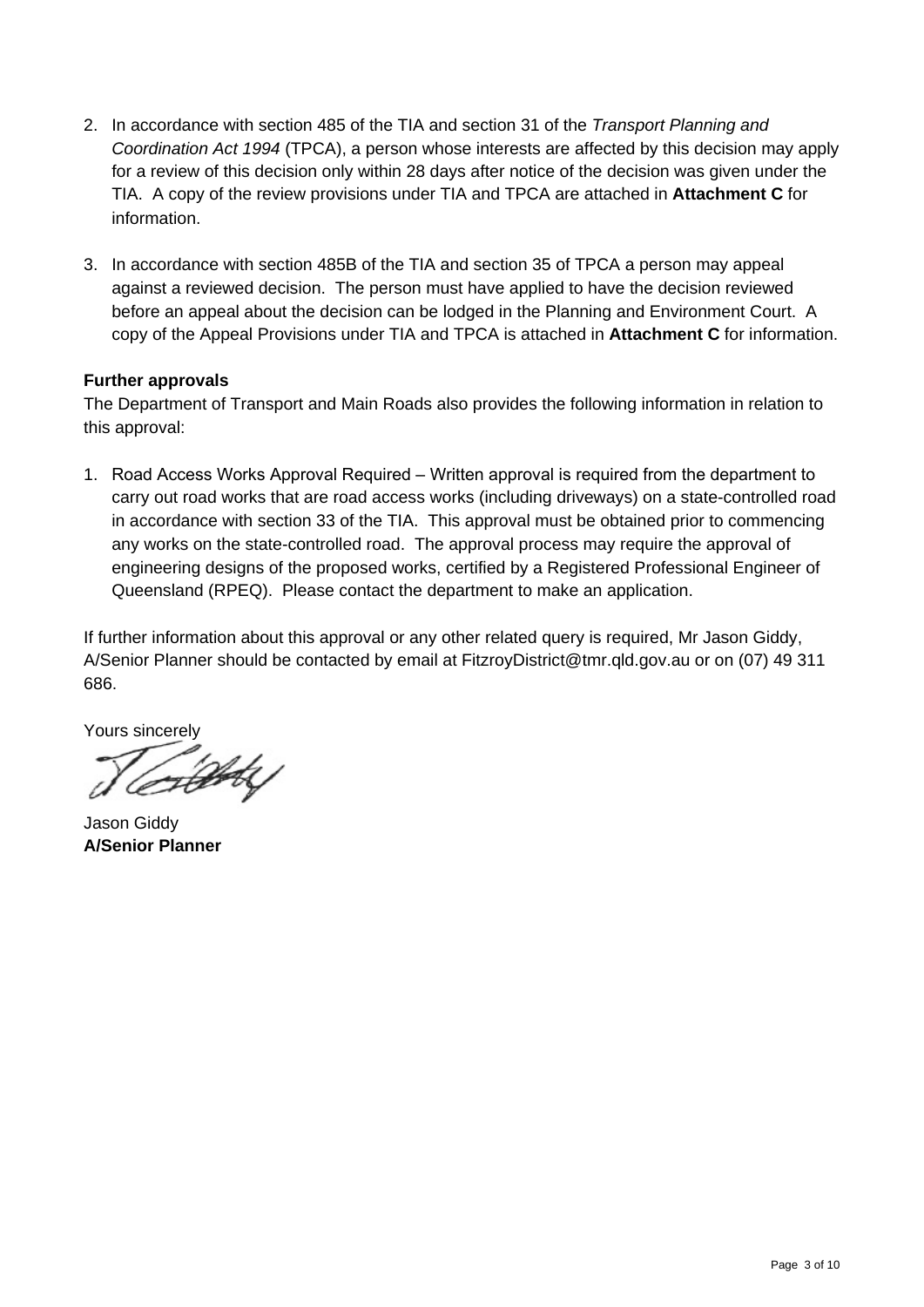2. In accordance with section 485 of the TIA and section 31 of the *Transport Planning and Coordination Act 1994* (TPCA), a person whose interests are affected by this decision may apply for a review of this decision only within 28 days after notice of the decision was given under the TIA. A copy of the review provisions under TIA and TPCA are attached in **Attachment C** for information.

3. In accordance with section 485B of the TIA and section 35 of TPCA a person may appeal against a reviewed decision. The person must have applied to have the decision reviewed before an appeal about the decision can be lodged in the Planning and Environment Court. A copy of the Appeal Provisions under TIA and TPCA is attached in **Attachment C** for information.

**Further approvals**

The Department of Transport and Main Roads also provides the following information in relation to this approval:

1. Road Access Works Approval Required – Written approval is required from the department to carry out road works that are road access works (including driveways) on a state-controlled road in accordance with section 33 of the TIA. This approval must be obtained prior to commencing any works on the state-controlled road. The approval process may require the approval of engineering designs of the proposed works, certified by a Registered Professional Engineer of Queensland (RPEQ). Please contact the department to make an application.

If further information about this approval or any other related query is required, Mr Jason Giddy, A/Senior Planner should be contacted by email at FitzroyDistrict@tmr.qld.gov.au or on (07) 49 311 686.

Yours sincerely

Jason Giddy
**A/Senior Planner**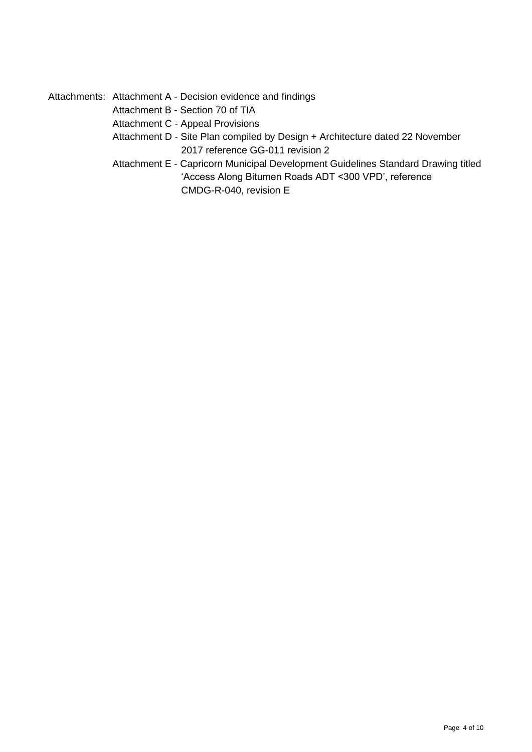Attachments: Attachment A - Decision evidence and findings

Attachment B - Section 70 of TIA

Attachment C - Appeal Provisions

Attachment D - Site Plan compiled by Design + Architecture dated 22 November 2017 reference GG-011 revision 2

Attachment E - Capricorn Municipal Development Guidelines Standard Drawing titled 'Access Along Bitumen Roads ADT <300 VPD', reference CMDG-R-040, revision E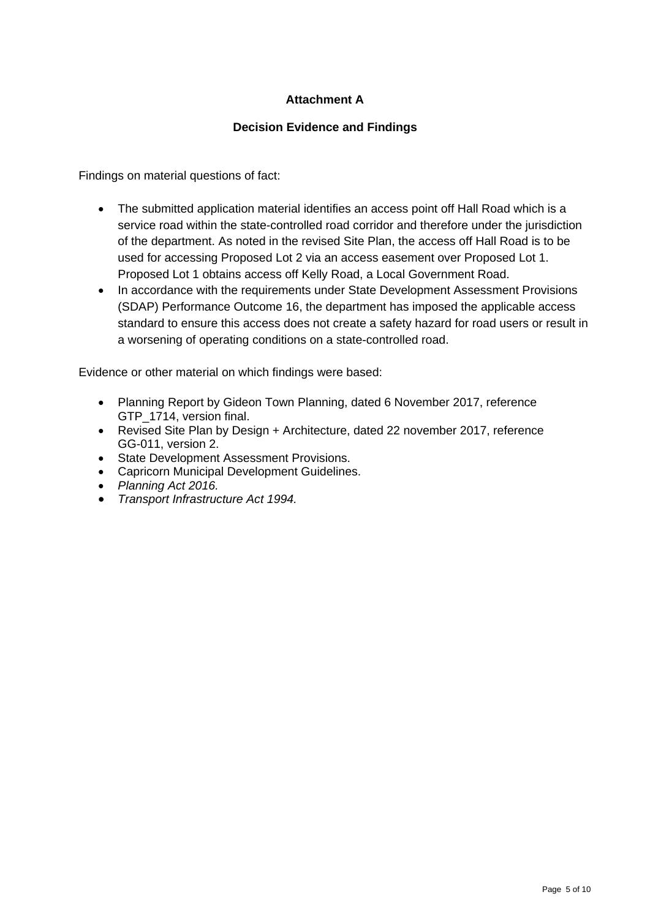## Attachment A

## Decision Evidence and Findings

Findings on material questions of fact:

- The submitted application material identifies an access point off Hall Road which is a service road within the state-controlled road corridor and therefore under the jurisdiction of the department. As noted in the revised Site Plan, the access off Hall Road is to be used for accessing Proposed Lot 2 via an access easement over Proposed Lot 1. Proposed Lot 1 obtains access off Kelly Road, a Local Government Road.
- In accordance with the requirements under State Development Assessment Provisions (SDAP) Performance Outcome 16, the department has imposed the applicable access standard to ensure this access does not create a safety hazard for road users or result in a worsening of operating conditions on a state-controlled road.

Evidence or other material on which findings were based:

- Planning Report by Gideon Town Planning, dated 6 November 2017, reference GTP_1714, version final.
- Revised Site Plan by Design + Architecture, dated 22 november 2017, reference GG-011, version 2.
- State Development Assessment Provisions.
- Capricorn Municipal Development Guidelines.
- *Planning Act 2016.*
- *Transport Infrastructure Act 1994.*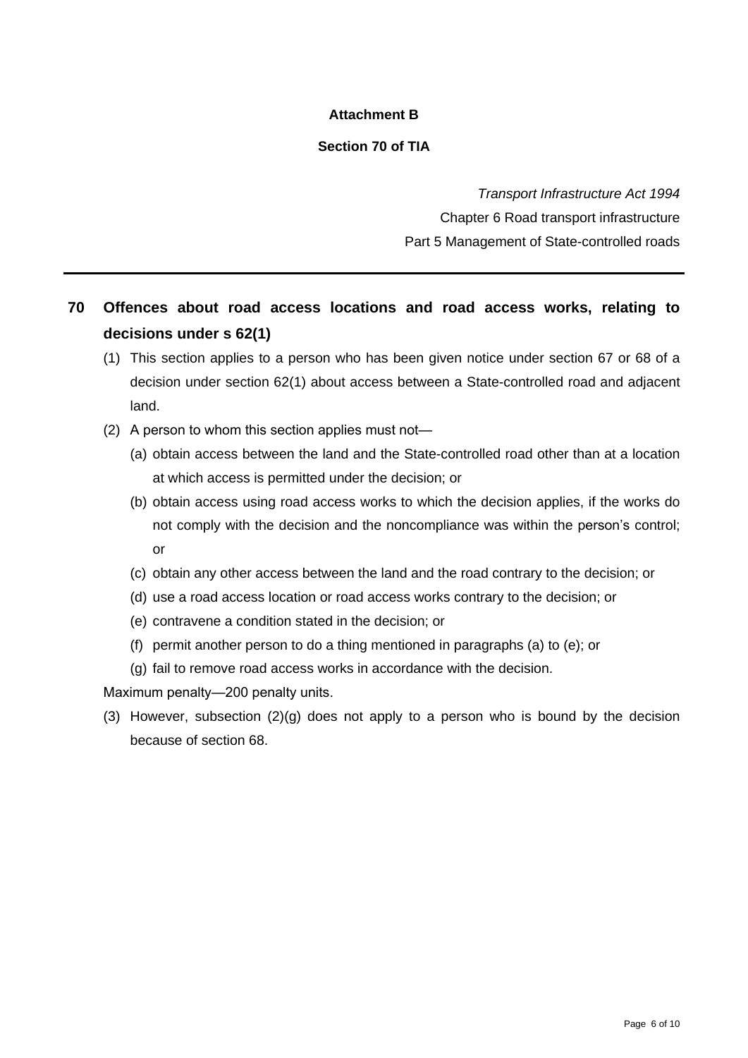**Attachment B**

**Section 70 of TIA**

*Transport Infrastructure Act 1994*

Chapter 6 Road transport infrastructure

Part 5 Management of State-controlled roads

---

## 70 Offences about road access locations and road access works, relating to decisions under s 62(1)

(1) This section applies to a person who has been given notice under section 67 or 68 of a decision under section 62(1) about access between a State-controlled road and adjacent land.

(2) A person to whom this section applies must not—

(a) obtain access between the land and the State-controlled road other than at a location at which access is permitted under the decision; or

(b) obtain access using road access works to which the decision applies, if the works do not comply with the decision and the noncompliance was within the person's control; or

(c) obtain any other access between the land and the road contrary to the decision; or

(d) use a road access location or road access works contrary to the decision; or

(e) contravene a condition stated in the decision; or

(f) permit another person to do a thing mentioned in paragraphs (a) to (e); or

(g) fail to remove road access works in accordance with the decision.

Maximum penalty—200 penalty units.

(3) However, subsection (2)(g) does not apply to a person who is bound by the decision because of section 68.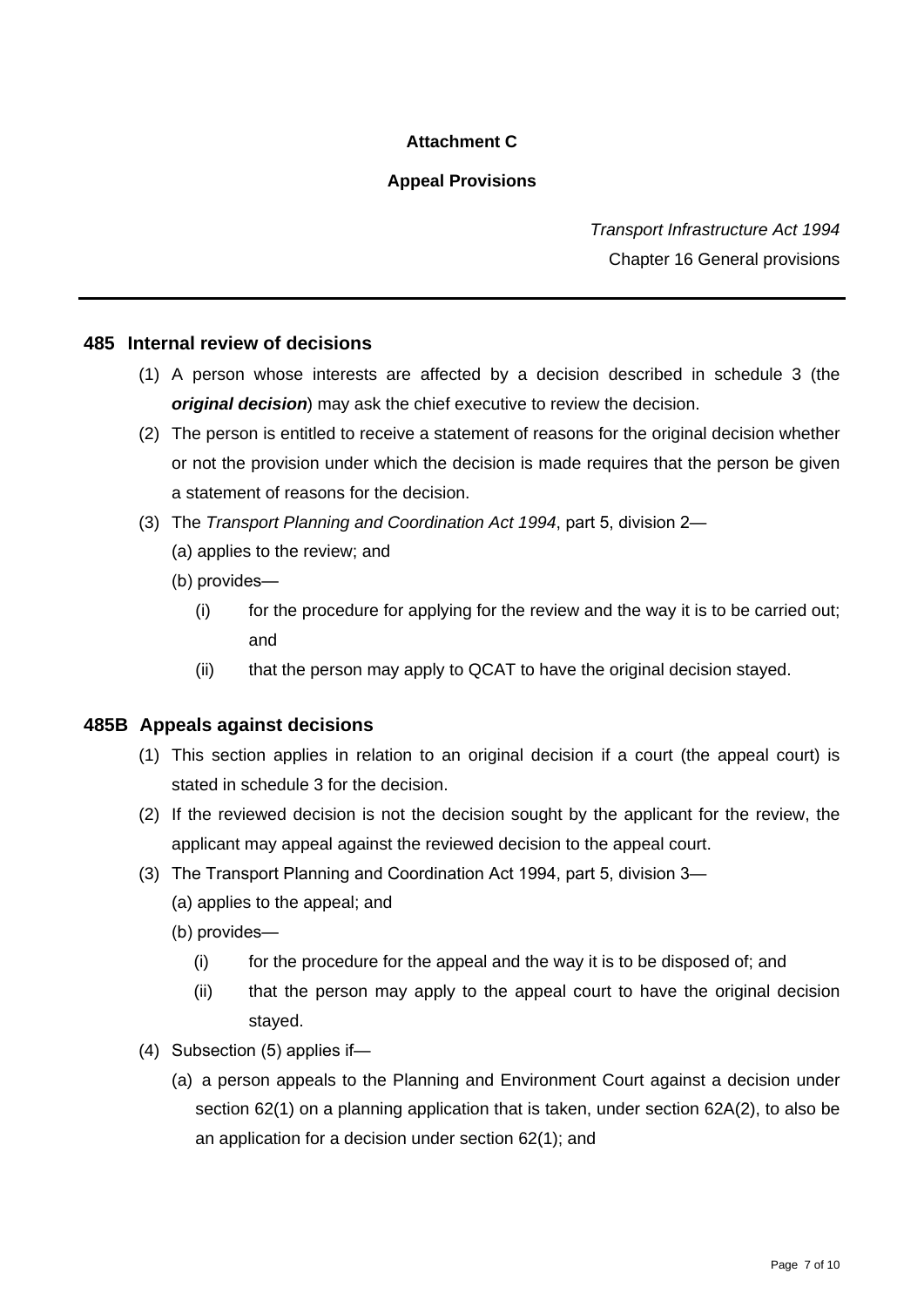**Attachment C**

**Appeal Provisions**

*Transport Infrastructure Act 1994*

Chapter 16 General provisions

---

### 485 Internal review of decisions

(1) A person whose interests are affected by a decision described in schedule 3 (the ***original decision***) may ask the chief executive to review the decision.

(2) The person is entitled to receive a statement of reasons for the original decision whether or not the provision under which the decision is made requires that the person be given a statement of reasons for the decision.

(3) The *Transport Planning and Coordination Act 1994*, part 5, division 2—

(a) applies to the review; and

(b) provides—

(i) for the procedure for applying for the review and the way it is to be carried out; and

(ii) that the person may apply to QCAT to have the original decision stayed.

### 485B Appeals against decisions

(1) This section applies in relation to an original decision if a court (the appeal court) is stated in schedule 3 for the decision.

(2) If the reviewed decision is not the decision sought by the applicant for the review, the applicant may appeal against the reviewed decision to the appeal court.

(3) The Transport Planning and Coordination Act 1994, part 5, division 3—

(a) applies to the appeal; and

(b) provides—

(i) for the procedure for the appeal and the way it is to be disposed of; and

(ii) that the person may apply to the appeal court to have the original decision stayed.

(4) Subsection (5) applies if—

(a) a person appeals to the Planning and Environment Court against a decision under section 62(1) on a planning application that is taken, under section 62A(2), to also be an application for a decision under section 62(1); and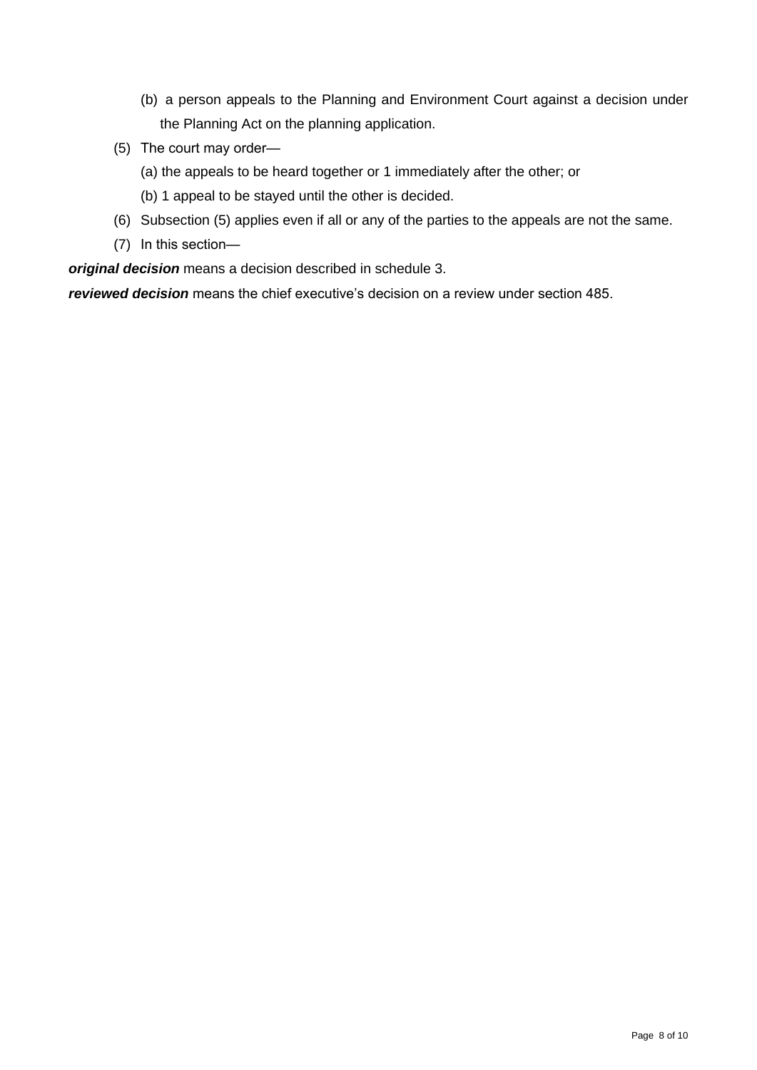(b) a person appeals to the Planning and Environment Court against a decision under the Planning Act on the planning application.

(5) The court may order—

(a) the appeals to be heard together or 1 immediately after the other; or

(b) 1 appeal to be stayed until the other is decided.

(6) Subsection (5) applies even if all or any of the parties to the appeals are not the same.

(7) In this section—

***original decision*** means a decision described in schedule 3.

***reviewed decision*** means the chief executive's decision on a review under section 485.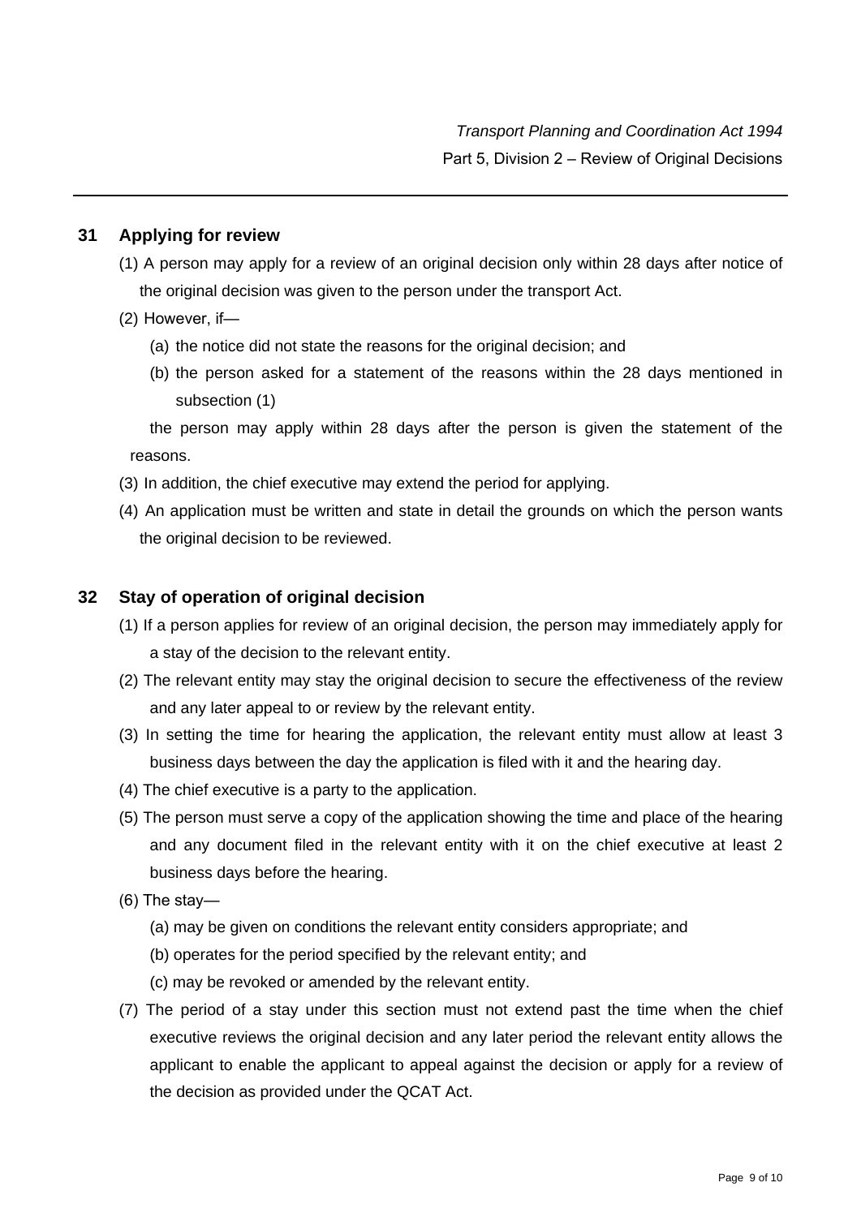## 31 Applying for review

(1) A person may apply for a review of an original decision only within 28 days after notice of the original decision was given to the person under the transport Act.

(2) However, if—

(a) the notice did not state the reasons for the original decision; and

(b) the person asked for a statement of the reasons within the 28 days mentioned in subsection (1)

the person may apply within 28 days after the person is given the statement of the reasons.

(3) In addition, the chief executive may extend the period for applying.

(4) An application must be written and state in detail the grounds on which the person wants the original decision to be reviewed.

## 32 Stay of operation of original decision

(1) If a person applies for review of an original decision, the person may immediately apply for a stay of the decision to the relevant entity.

(2) The relevant entity may stay the original decision to secure the effectiveness of the review and any later appeal to or review by the relevant entity.

(3) In setting the time for hearing the application, the relevant entity must allow at least 3 business days between the day the application is filed with it and the hearing day.

(4) The chief executive is a party to the application.

(5) The person must serve a copy of the application showing the time and place of the hearing and any document filed in the relevant entity with it on the chief executive at least 2 business days before the hearing.

(6) The stay—

(a) may be given on conditions the relevant entity considers appropriate; and

(b) operates for the period specified by the relevant entity; and

(c) may be revoked or amended by the relevant entity.

(7) The period of a stay under this section must not extend past the time when the chief executive reviews the original decision and any later period the relevant entity allows the applicant to enable the applicant to appeal against the decision or apply for a review of the decision as provided under the QCAT Act.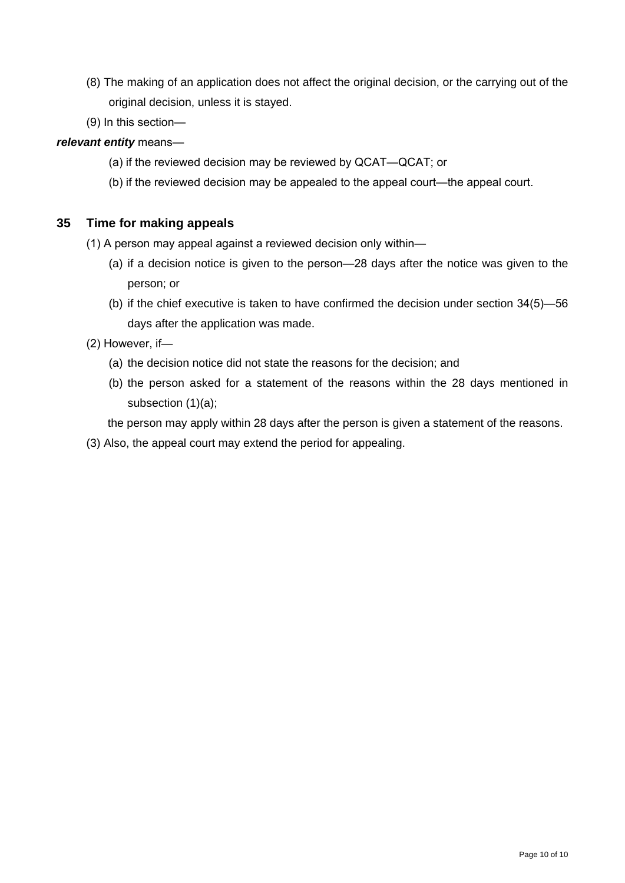(8) The making of an application does not affect the original decision, or the carrying out of the original decision, unless it is stayed.

(9) In this section—

***relevant entity*** means—

(a) if the reviewed decision may be reviewed by QCAT—QCAT; or

(b) if the reviewed decision may be appealed to the appeal court—the appeal court.

## 35 Time for making appeals

(1) A person may appeal against a reviewed decision only within—

(a) if a decision notice is given to the person—28 days after the notice was given to the person; or

(b) if the chief executive is taken to have confirmed the decision under section 34(5)—56 days after the application was made.

(2) However, if—

(a) the decision notice did not state the reasons for the decision; and

(b) the person asked for a statement of the reasons within the 28 days mentioned in subsection (1)(a);

the person may apply within 28 days after the person is given a statement of the reasons.

(3) Also, the appeal court may extend the period for appealing.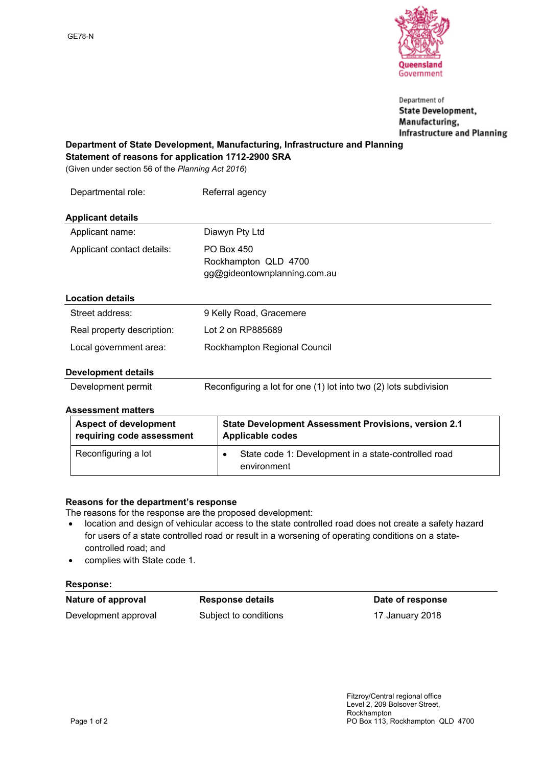GE78-N

Department of
**State Development, Manufacturing, Infrastructure and Planning**

**Department of State Development, Manufacturing, Infrastructure and Planning**
**Statement of reasons for application 1712-2900 SRA**
(Given under section 56 of the *Planning Act 2016*)

| | |
|---|---|
| Departmental role: | Referral agency |

**Applicant details**

| | |
|---|---|
| Applicant name: | Diawyn Pty Ltd |
| Applicant contact details: | PO Box 450<br>Rockhampton QLD 4700<br>gg@gideontownplanning.com.au |

**Location details**

| | |
|---|---|
| Street address: | 9 Kelly Road, Gracemere |
| Real property description: | Lot 2 on RP885689 |
| Local government area: | Rockhampton Regional Council |

**Development details**

| | |
|---|---|
| Development permit | Reconfiguring a lot for one (1) lot into two (2) lots subdivision |

**Assessment matters**

| Aspect of development requiring code assessment | State Development Assessment Provisions, version 2.1 Applicable codes |
|---|---|
| Reconfiguring a lot | • State code 1: Development in a state-controlled road environment |

**Reasons for the department's response**

The reasons for the response are the proposed development:

- location and design of vehicular access to the state controlled road does not create a safety hazard for users of a state controlled road or result in a worsening of operating conditions on a state-controlled road; and
- complies with State code 1.

**Response:**

| Nature of approval | Response details | Date of response |
|---|---|---|
| Development approval | Subject to conditions | 17 January 2018 |

Fitzroy/Central regional office
Level 2, 209 Bolsover Street,
Rockhampton
PO Box 113, Rockhampton QLD 4700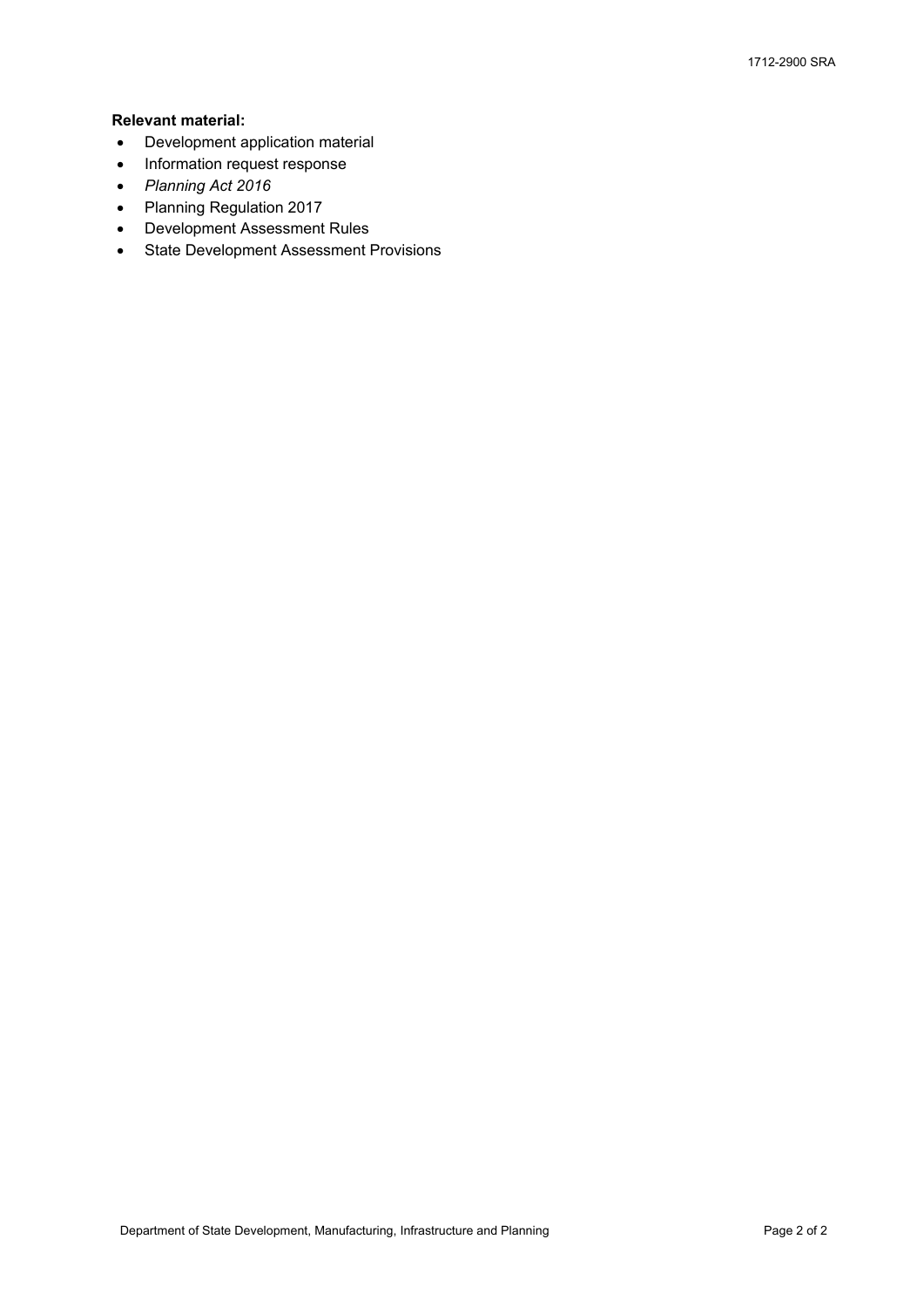**Relevant material:**

- Development application material
- Information request response
- *Planning Act 2016*
- Planning Regulation 2017
- Development Assessment Rules
- State Development Assessment Provisions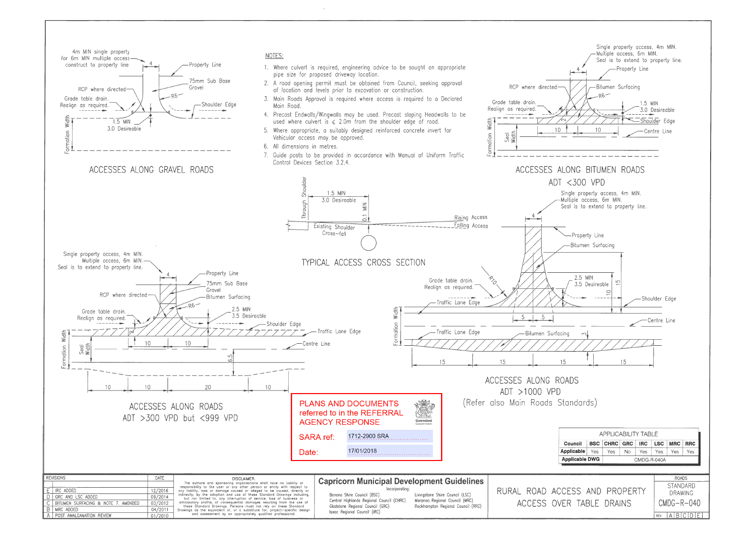## ACCESSES ALONG GRAVEL ROADS

4m MIN single property for 6m MIN multiple access construct to property line

Property Line

75mm Sub Base Gravel

RCP where directed

R6

Grade table drain. Realign as required.

Shoulder Edge

1.5 MIN 3.0 Desireable

Formation Width

## NOTES:

1. Where culvert is required, engineering advice to be sought on appropriate pipe size for proposed driveway location.
2. A road opening permit must be obtained from Council, seeking approval of location and levels prior to excavation or construction.
3. Main Roads Approval is required where access is required to a Declared Main Road.
4. Precast Endwalls/Wingwalls may be used. Precast sloping Headwalls to be used where culvert is ⩽ 2.0m from the shoulder edge of road.
5. Where appropriate, a suitably designed reinforced concrete invert for Vehicular access may be approved.
6. All dimensions in metres.
7. Guide posts to be provided in accordance with Manual of Uniform Traffic Control Devices Section 3.2.4.

## ACCESSES ALONG BITUMEN ROADS ADT <300 VPD

Single property access, 4m MIN. Multiple access, 6m MIN. Seal is to extend to property line.

Property Line

RCP where directed

Bitumen Surfacing

R6

Grade table drain. Realign as required.

1.5 MIN 3.0 Desireable

Shoulder Edge

Centre Line

Formation Width

Seal Width

## TYPICAL ACCESS CROSS SECTION

Through Shoulder

1.5 MIN 3.0 Desireable

0.1 MIN

Existing Shoulder Cross-fall

Rising Access

Falling Access

## ACCESSES ALONG ROADS ADT >300 VPD but <999 VPD

Single property access, 4m MIN. Multiple access, 6m MIN. Seal is to extend to property line.

Property Line

75mm Sub Base Gravel

Bitumen Surfacing

RCP where directed

R6

Grade table drain. Realign as required.

2.5 MIN 3.5 Desireable

Shoulder Edge

Traffic Lane Edge

Centre Line

Formation Width

Seal Width

## ACCESSES ALONG ROADS ADT >1000 VPD (Refer also Main Roads Standards)

Single property access, 4m MIN. Multiple access, 6m MIN. Seal is to extend to property line.

Property Line

Bitumen Surfacing

Grade table drain. Realign as required.

R10

2.5 MIN 3.5 Desireable

Shoulder Edge

Traffic Lane Edge

Centre Line

Bitumen Surfacing

Formation Width

PLANS AND DOCUMENTS referred to in the REFERRAL AGENCY RESPONSE

SARA ref: 1712-2900 SRA

Date: 17/01/2018

| APPLICABILITY TABLE | | | | | | | |
|---|---|---|---|---|---|---|---|
| Council | BSC | CHRC | GRC | IRC | LSC | MRC | RRC |
| Applicable | Yes | Yes | No | Yes | Yes | Yes | Yes |
| Applicable DWG | CMDG-R-040A | | | | | | |

| REVISIONS | | DATE |
|---|---|---|
| E | IRC ADDED | 12/2016 |
| D | GRC AND LSC ADDED | 09/2014 |
| C | BITUMEN SURFACING & NOTE 7. AMENDED | 03/2012 |
| B | MRC ADDED | 04/2011 |
| A | POST AMALGAMATION REVIEW | 01/2010 |

DISCLAIMER. The authors and sponsoring organisations shall have no liability or responsibility to the user or any other person or entity with respect to any liability, loss or damage caused or alleged to be caused, directly or indirectly, by the adoption and use of these Standard Drawings including, but not limited to, any interruption of service, loss of business or anticipatory profits, or consequential damages resulting from the use of these Standard Drawings. Persons must not rely on these Standard Drawings as the equivalent of, or a substitute for, project-specific design and assessment by an appropriately qualified professional.

**Capricorn Municipal Development Guidelines**

Incorporating:

Banana Shire Council (BSC)
Central Highlands Regional Council (CHRC)
Gladstone Regional Council (GRC)
Isaac Regional Council (IRC)
Livingstone Shire Council (LSC)
Maranoa Regional Council (MRC)
Rockhampton Regional Council (RRC)

RURAL ROAD ACCESS AND PROPERTY ACCESS OVER TABLE DRAINS

ROADS STANDARD DRAWING CMDG-R-040

REV. A B C D E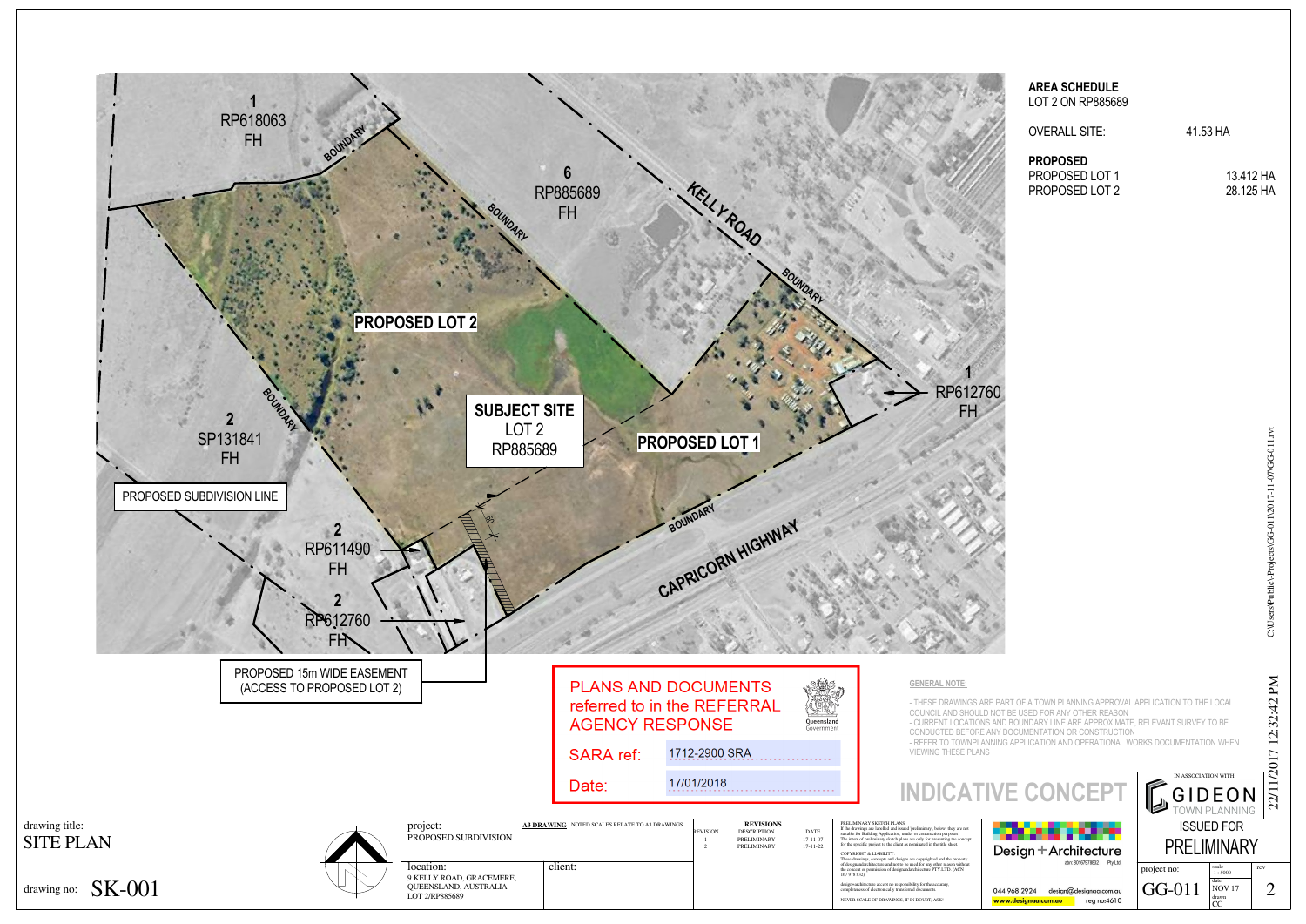**AREA SCHEDULE**
LOT 2 ON RP885689

| | |
|---|---|
| OVERALL SITE: | 41.53 HA |
| **PROPOSED** | |
| PROPOSED LOT 1 | 13.412 HA |
| PROPOSED LOT 2 | 28.125 HA |

1
RP618063
FH

6
RP885689
FH

KELLY ROAD

BOUNDARY

PROPOSED LOT 2

SUBJECT SITE
LOT 2
RP885689

PROPOSED LOT 1

1
RP612760
FH

2
SP131841
FH

PROPOSED SUBDIVISION LINE

2
RP611490
FH

2
RP612760
FH

CAPRICORN HIGHWAY

15

PROPOSED 15m WIDE EASEMENT
(ACCESS TO PROPOSED LOT 2)

PLANS AND DOCUMENTS referred to in the REFERRAL AGENCY RESPONSE

Queensland Government

SARA ref: 1712-2900 SRA

Date: 17/01/2018

**GENERAL NOTE:**

- THESE DRAWINGS ARE PART OF A TOWN PLANNING APPROVAL APPLICATION TO THE LOCAL COUNCIL AND SHOULD NOT BE USED FOR ANY OTHER REASON
- CURRENT LOCATIONS AND BOUNDARY LINE ARE APPROXIMATE, RELEVANT SURVEY TO BE CONDUCTED BEFORE ANY DOCUMENTATION OR CONSTRUCTION
- REFER TO TOWNPLANNING APPLICATION AND OPERATIONAL WORKS DOCUMENTATION WHEN VIEWING THESE PLANS

INDICATIVE CONCEPT

IN ASSOCIATION WITH: GIDEON TOWN PLANNING

ISSUED FOR PRELIMINARY

C:\Users\Public\Projects\GG-011\2017-11-07\GG-011.rvt

22/11/2017 12:32:42 PM

drawing title: SITE PLAN

drawing no: SK-001

project: PROPOSED SUBDIVISION

A3 DRAWING NOTED SCALES RELATE TO A3 DRAWINGS

location: 9 KELLY ROAD, GRACEMERE, QUEENSLAND, AUSTRALIA LOT 2/RP885689

client:

**REVISIONS**

| REVISION | DESCRIPTION | DATE |
|---|---|---|
| 1 | PRELIMINARY | 17-11-07 |
| 2 | PRELIMINARY | 17-11-22 |

PRELIMINARY SKETCH PLANS
If the drawings are labelled and issued 'preliminary' below, they are not suitable for Building Application, tender or construction purposes. The intent of preliminary sketch plans are only for presenting the concept for the specific project to the client as nominated in the title sheet.

COPYRIGHT & LIABILITY:
These drawings, concepts and designs are copyrighted and the property of designandarchitecture and are not to be used for any other reason without the consent or permission of designandarchitecture PTY LTD. (ACN 167 978 032)

designarchitecture accept no responsibility for the accuracy, completeness of electronically transferred documents.

NEVER SCALE OF DRAWINGS. IF IN DOUBT, ASK!

Design + Architecture
abn: 80167978032 Pty.Ltd.
044 968 2924 design@designaa.com.au
www.designaa.com.au reg no:4610

project no: GG-011
scale: 1:5000
date: NOV 17
drawn: CC
rev: 2